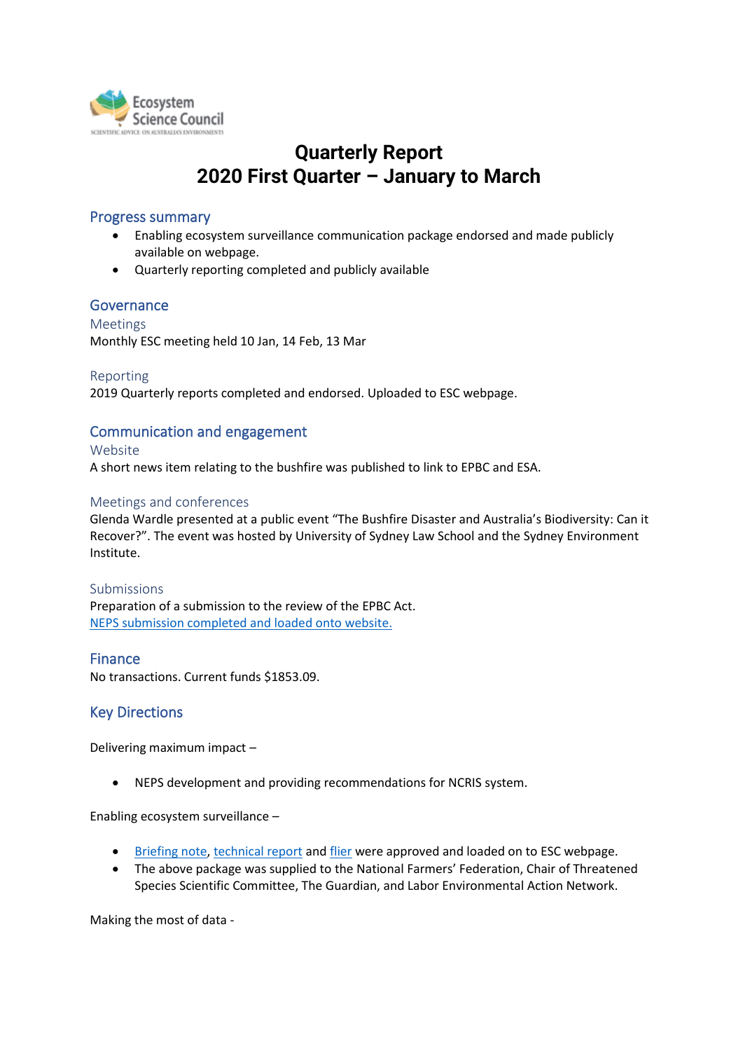Ecosystem Science Council

SCIENTIFIC ADVICE ON AUSTRALIA'S ENVIRONMENTS

# Quarterly Report
# 2020 First Quarter – January to March

## Progress summary

- Enabling ecosystem surveillance communication package endorsed and made publicly available on webpage.
- Quarterly reporting completed and publicly available

## Governance

### Meetings

Monthly ESC meeting held 10 Jan, 14 Feb, 13 Mar

### Reporting

2019 Quarterly reports completed and endorsed. Uploaded to ESC webpage.

## Communication and engagement

### Website

A short news item relating to the bushfire was published to link to EPBC and ESA.

### Meetings and conferences

Glenda Wardle presented at a public event "The Bushfire Disaster and Australia's Biodiversity: Can it Recover?". The event was hosted by University of Sydney Law School and the Sydney Environment Institute.

### Submissions

Preparation of a submission to the review of the EPBC Act.
NEPS submission completed and loaded onto website.

## Finance

No transactions. Current funds $1853.09.

## Key Directions

Delivering maximum impact –

- NEPS development and providing recommendations for NCRIS system.

Enabling ecosystem surveillance –

- Briefing note, technical report and flier were approved and loaded on to ESC webpage.
- The above package was supplied to the National Farmers' Federation, Chair of Threatened Species Scientific Committee, The Guardian, and Labor Environmental Action Network.

Making the most of data -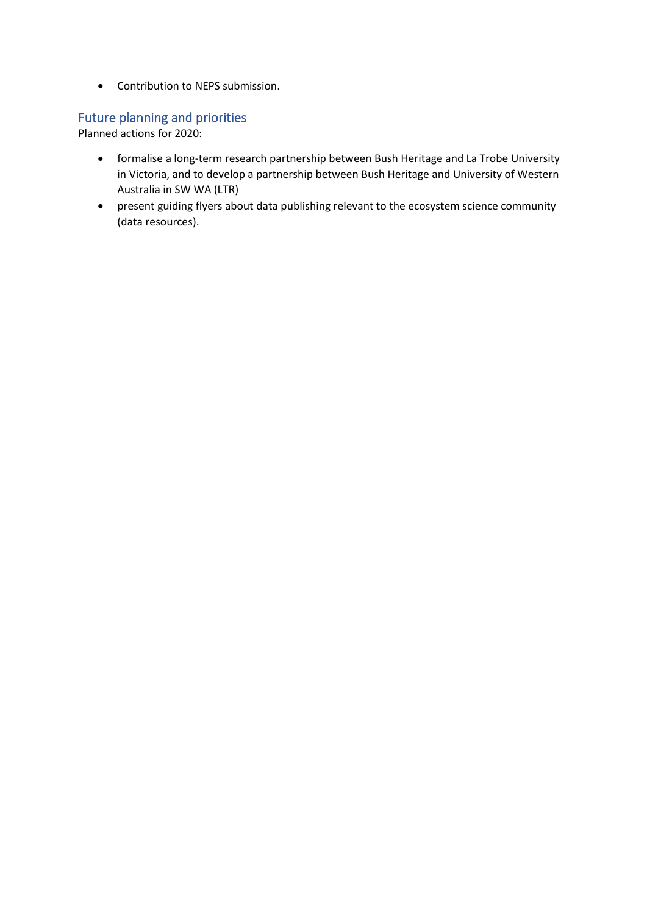- Contribution to NEPS submission.

## Future planning and priorities

Planned actions for 2020:

- formalise a long-term research partnership between Bush Heritage and La Trobe University in Victoria, and to develop a partnership between Bush Heritage and University of Western Australia in SW WA (LTR)
- present guiding flyers about data publishing relevant to the ecosystem science community (data resources).